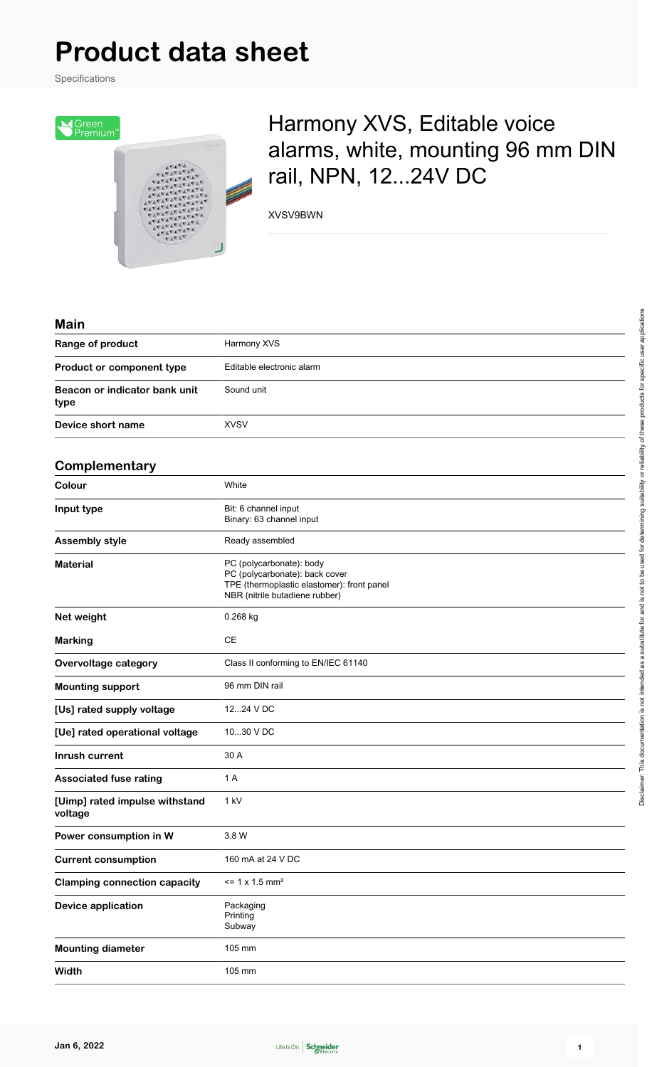# Product data sheet

Specifications

## Harmony XVS, Editable voice alarms, white, mounting 96 mm DIN rail, NPN, 12...24V DC

XVSV9BWN

### Main

| | |
|---|---|
| **Range of product** | Harmony XVS |
| **Product or component type** | Editable electronic alarm |
| **Beacon or indicator bank unit type** | Sound unit |
| **Device short name** | XVSV |

### Complementary

| | |
|---|---|
| **Colour** | White |
| **Input type** | Bit: 6 channel input<br>Binary: 63 channel input |
| **Assembly style** | Ready assembled |
| **Material** | PC (polycarbonate): body<br>PC (polycarbonate): back cover<br>TPE (thermoplastic elastomer): front panel<br>NBR (nitrile butadiene rubber) |
| **Net weight** | 0.268 kg |
| **Marking** | CE |
| **Overvoltage category** | Class II conforming to EN/IEC 61140 |
| **Mounting support** | 96 mm DIN rail |
| **[Us] rated supply voltage** | 12...24 V DC |
| **[Ue] rated operational voltage** | 10...30 V DC |
| **Inrush current** | 30 A |
| **Associated fuse rating** | 1 A |
| **[Uimp] rated impulse withstand voltage** | 1 kV |
| **Power consumption in W** | 3.8 W |
| **Current consumption** | 160 mA at 24 V DC |
| **Clamping connection capacity** | <= 1 x 1.5 mm² |
| **Device application** | Packaging<br>Printing<br>Subway |
| **Mounting diameter** | 105 mm |
| **Width** | 105 mm |

Disclaimer: This documentation is not intended as a substitute for and is not to be used for determining suitability or reliability of these products for specific user applications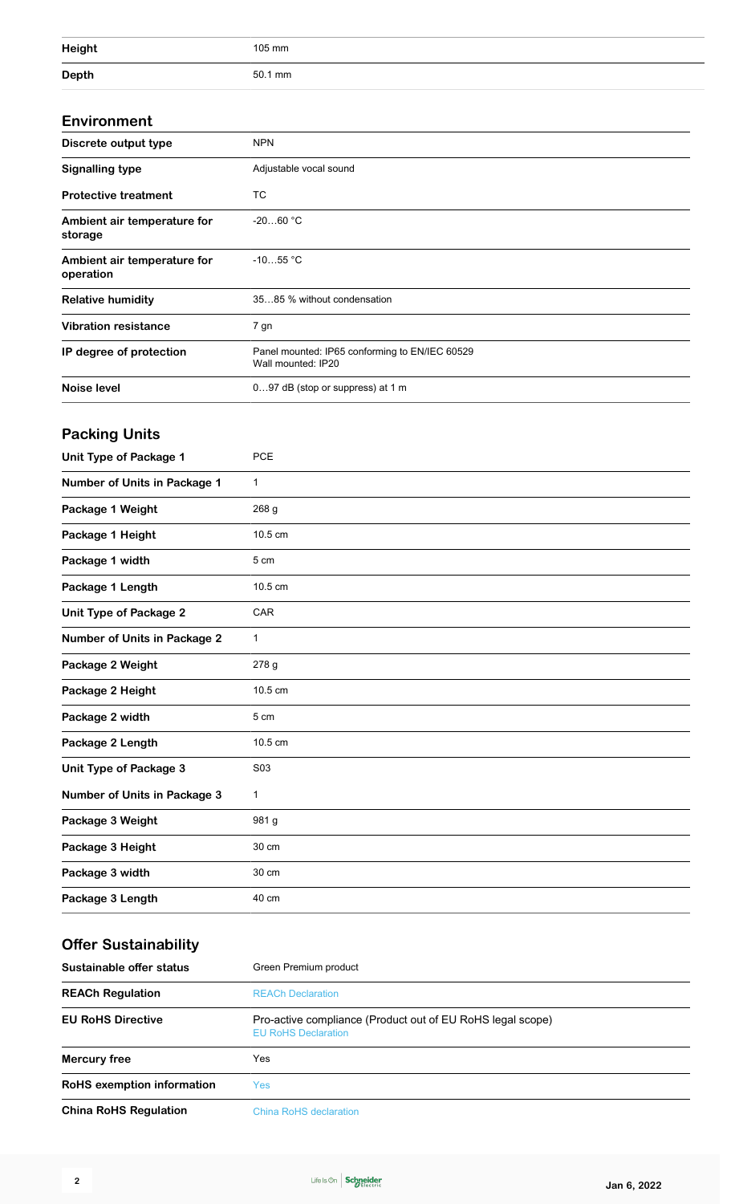| | |
|---|---|
| **Height** | 105 mm |
| **Depth** | 50.1 mm |

## Environment

| | |
|---|---|
| **Discrete output type** | NPN |
| **Signalling type** | Adjustable vocal sound |
| **Protective treatment** | TC |
| **Ambient air temperature for storage** | -20…60 °C |
| **Ambient air temperature for operation** | -10…55 °C |
| **Relative humidity** | 35…85 % without condensation |
| **Vibration resistance** | 7 gn |
| **IP degree of protection** | Panel mounted: IP65 conforming to EN/IEC 60529<br>Wall mounted: IP20 |
| **Noise level** | 0…97 dB (stop or suppress) at 1 m |

## Packing Units

| | |
|---|---|
| **Unit Type of Package 1** | PCE |
| **Number of Units in Package 1** | 1 |
| **Package 1 Weight** | 268 g |
| **Package 1 Height** | 10.5 cm |
| **Package 1 width** | 5 cm |
| **Package 1 Length** | 10.5 cm |
| **Unit Type of Package 2** | CAR |
| **Number of Units in Package 2** | 1 |
| **Package 2 Weight** | 278 g |
| **Package 2 Height** | 10.5 cm |
| **Package 2 width** | 5 cm |
| **Package 2 Length** | 10.5 cm |
| **Unit Type of Package 3** | S03 |
| **Number of Units in Package 3** | 1 |
| **Package 3 Weight** | 981 g |
| **Package 3 Height** | 30 cm |
| **Package 3 width** | 30 cm |
| **Package 3 Length** | 40 cm |

## Offer Sustainability

| | |
|---|---|
| **Sustainable offer status** | Green Premium product |
| **REACh Regulation** | REACh Declaration |
| **EU RoHS Directive** | Pro-active compliance (Product out of EU RoHS legal scope)<br>EU RoHS Declaration |
| **Mercury free** | Yes |
| **RoHS exemption information** | Yes |
| **China RoHS Regulation** | China RoHS declaration |

Jan 6, 2022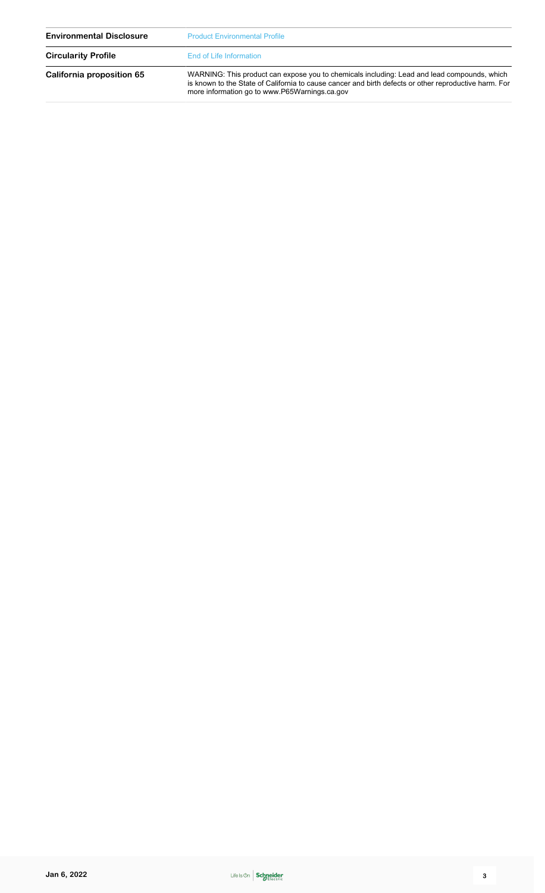| | |
|---|---|
| **Environmental Disclosure** | Product Environmental Profile |
| **Circularity Profile** | End of Life Information |
| **California proposition 65** | WARNING: This product can expose you to chemicals including: Lead and lead compounds, which is known to the State of California to cause cancer and birth defects or other reproductive harm. For more information go to www.P65Warnings.ca.gov |

Jan 6, 2022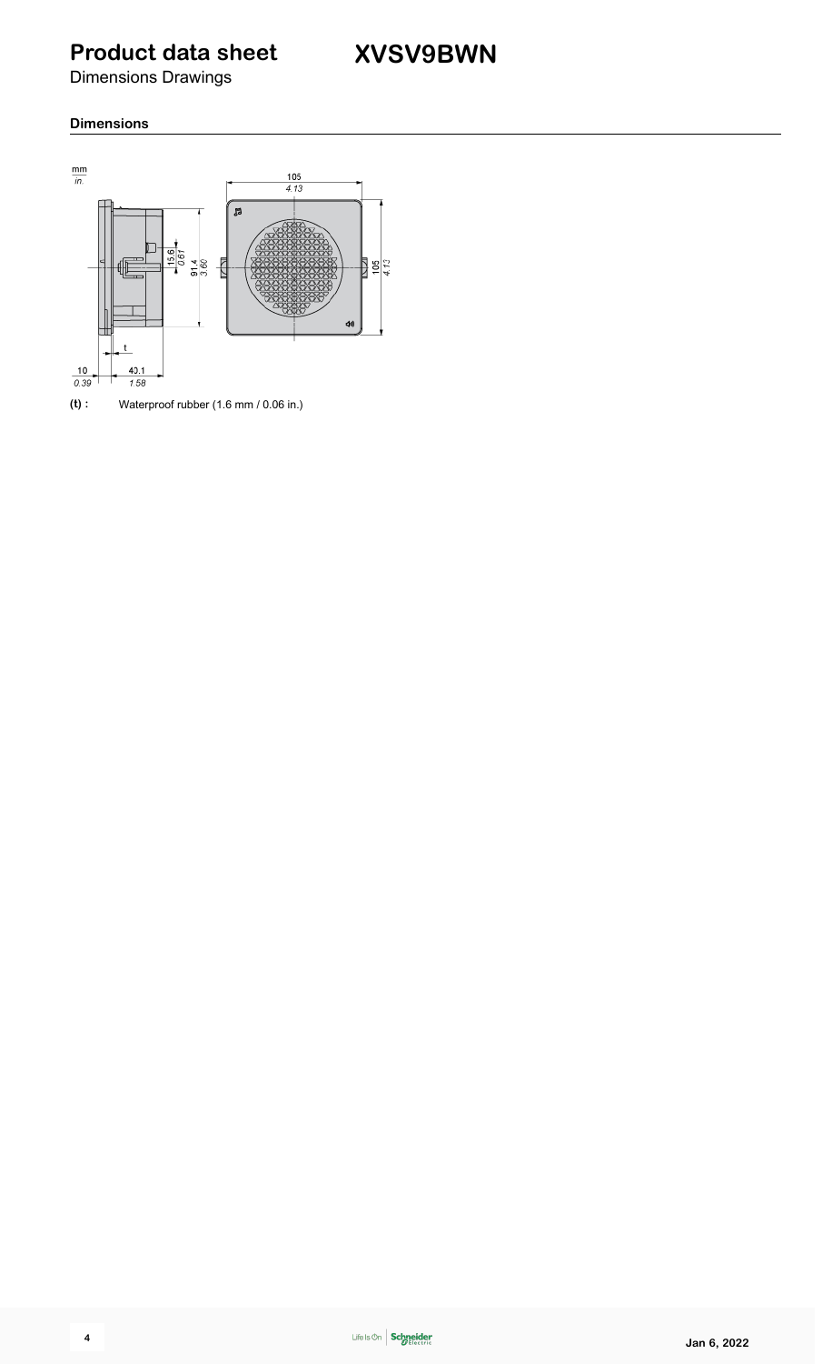# Product data sheet

Dimensions Drawings

# XVSV9BWN

## Dimensions

(t) : Waterproof rubber (1.6 mm / 0.06 in.)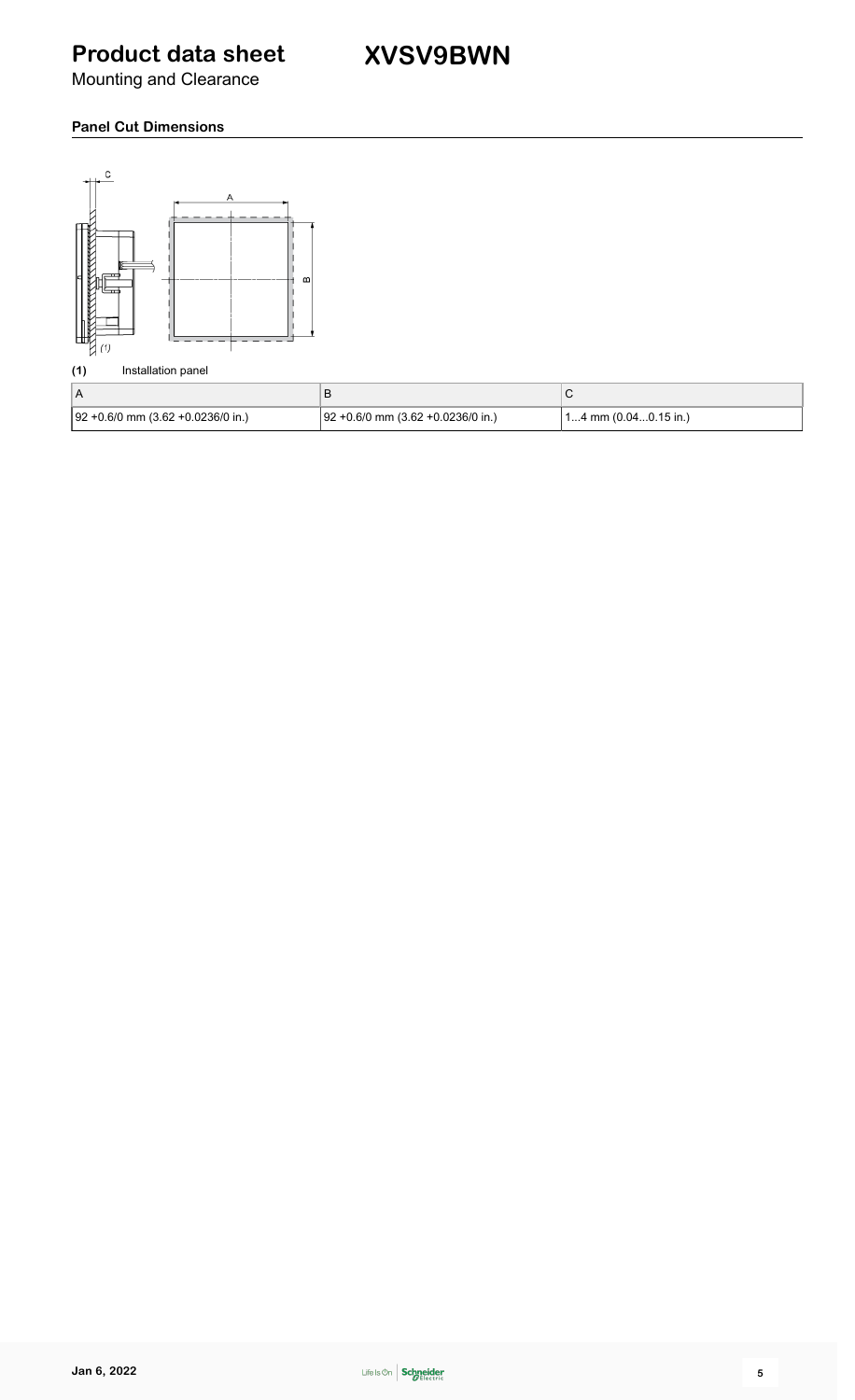# Product data sheet

Mounting and Clearance

## XVSV9BWN

### Panel Cut Dimensions

**(1)** Installation panel

| A | B | C |
| --- | --- | --- |
| 92 +0.6/0 mm (3.62 +0.0236/0 in.) | 92 +0.6/0 mm (3.62 +0.0236/0 in.) | 1...4 mm (0.04...0.15 in.) |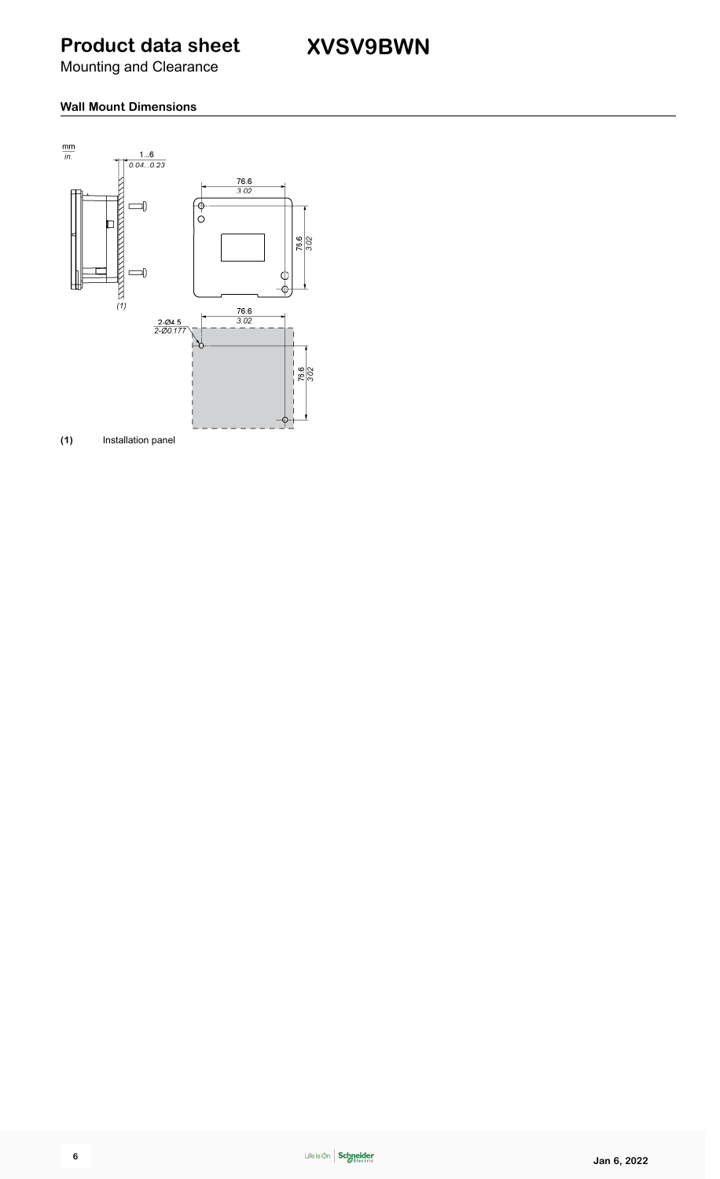# Product data sheet

Mounting and Clearance

# XVSV9BWN

## Wall Mount Dimensions

mm
in.

1...6
0.04...0.23

76.6
3.02

76.6
3.02

(1)

2-Ø4.5
2-Ø0.177

76.6
3.02

76.6
3.02

**(1)** Installation panel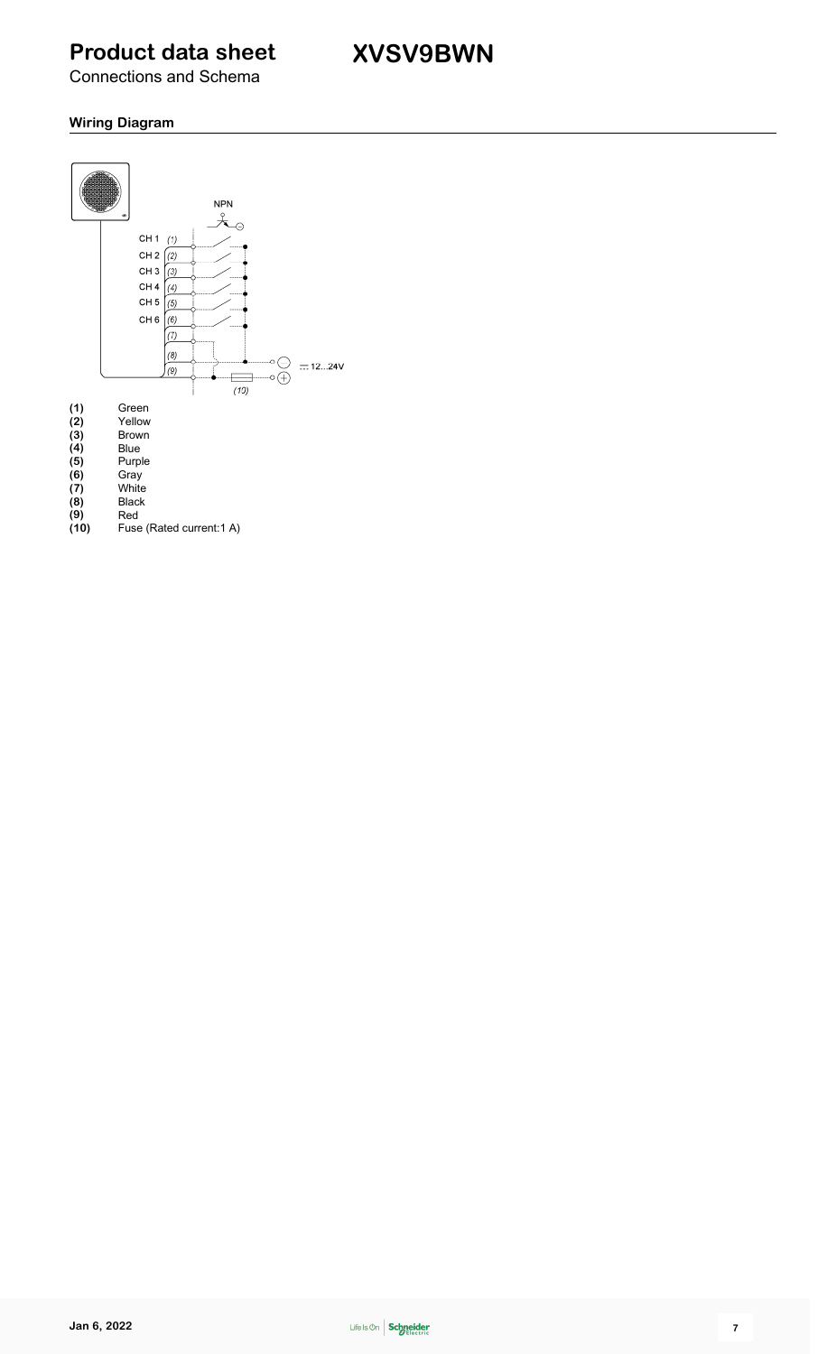# Product data sheet

Connections and Schema

# XVSV9BWN

## Wiring Diagram

NPN

CH 1 (1)

CH 2 (2)

CH 3 (3)

CH 4 (4)

CH 5 (5)

CH 6 (6)

(7)

(8)

(9)

(10)

12...24V

- **(1)** Green
- **(2)** Yellow
- **(3)** Brown
- **(4)** Blue
- **(5)** Purple
- **(6)** Gray
- **(7)** White
- **(8)** Black
- **(9)** Red
- **(10)** Fuse (Rated current:1 A)

Jan 6, 2022